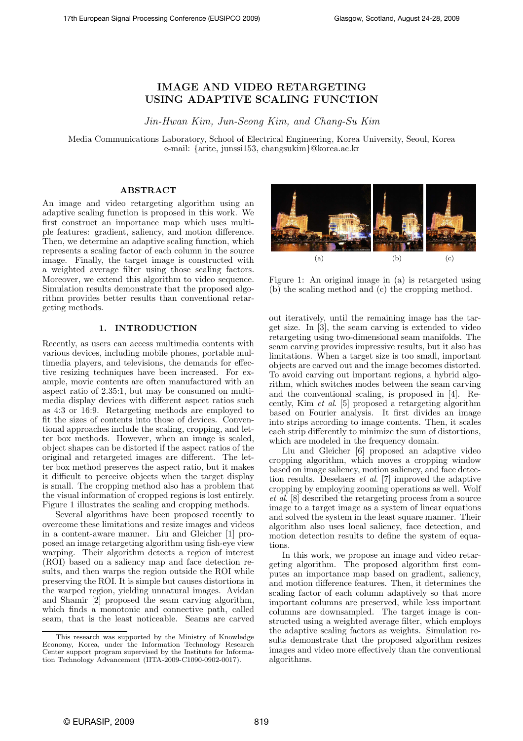# IMAGE AND VIDEO RETARGETING USING ADAPTIVE SCALING FUNCTION

*Jin-Hwan Kim, Jun-Seong Kim, and Chang-Su Kim*

Media Communications Laboratory, School of Electrical Engineering, Korea University, Seoul, Korea
e-mail: {arite, junssi153, changsukim}@korea.ac.kr

## ABSTRACT

An image and video retargeting algorithm using an adaptive scaling function is proposed in this work. We first construct an importance map which uses multiple features: gradient, saliency, and motion difference. Then, we determine an adaptive scaling function, which represents a scaling factor of each column in the source image. Finally, the target image is constructed with a weighted average filter using those scaling factors. Moreover, we extend this algorithm to video sequence. Simulation results demonstrate that the proposed algorithm provides better results than conventional retargeting methods.

## 1. INTRODUCTION

Recently, as users can access multimedia contents with various devices, including mobile phones, portable multimedia players, and televisions, the demands for effective resizing techniques have been increased. For example, movie contents are often manufactured with an aspect ratio of 2.35:1, but may be consumed on multimedia display devices with different aspect ratios such as 4:3 or 16:9. Retargeting methods are employed to fit the sizes of contents into those of devices. Conventional approaches include the scaling, cropping, and letter box methods. However, when an image is scaled, object shapes can be distorted if the aspect ratios of the original and retargeted images are different. The letter box method preserves the aspect ratio, but it makes it difficult to perceive objects when the target display is small. The cropping method also has a problem that the visual information of cropped regions is lost entirely. Figure 1 illustrates the scaling and cropping methods.

Several algorithms have been proposed recently to overcome these limitations and resize images and videos in a content-aware manner. Liu and Gleicher [1] proposed an image retargeting algorithm using fish-eye view warping. Their algorithm detects a region of interest (ROI) based on a saliency map and face detection results, and then warps the region outside the ROI while preserving the ROI. It is simple but causes distortions in the warped region, yielding unnatural images. Avidan and Shamir [2] proposed the seam carving algorithm, which finds a monotonic and connective path, called seam, that is the least noticeable. Seams are carved out iteratively, until the remaining image has the target size. In [3], the seam carving is extended to video retargeting using two-dimensional seam manifolds. The seam carving provides impressive results, but it also has limitations. When a target size is too small, important objects are carved out and the image becomes distorted. To avoid carving out important regions, a hybrid algorithm, which switches modes between the seam carving and the conventional scaling, is proposed in [4]. Recently, Kim *et al.* [5] proposed a retargeting algorithm based on Fourier analysis. It first divides an image into strips according to image contents. Then, it scales each strip differently to minimize the sum of distortions, which are modeled in the frequency domain.

Figure 1: An original image in (a) is retargeted using (b) the scaling method and (c) the cropping method.

Liu and Gleicher [6] proposed an adaptive video cropping algorithm, which moves a cropping window based on image saliency, motion saliency, and face detection results. Deselaers *et al.* [7] improved the adaptive cropping by employing zooming operations as well. Wolf *et al.* [8] described the retargeting process from a source image to a target image as a system of linear equations and solved the system in the least square manner. Their algorithm also uses local saliency, face detection, and motion detection results to define the system of equations.

In this work, we propose an image and video retargeting algorithm. The proposed algorithm first computes an importance map based on gradient, saliency, and motion difference features. Then, it determines the scaling factor of each column adaptively so that more important columns are preserved, while less important columns are downsampled. The target image is constructed using a weighted average filter, which employs the adaptive scaling factors as weights. Simulation results demonstrate that the proposed algorithm resizes images and video more effectively than the conventional algorithms.

This research was supported by the Ministry of Knowledge Economy, Korea, under the Information Technology Research Center support program supervised by the Institute for Information Technology Advancement (IITA-2009-C1090-0902-0017).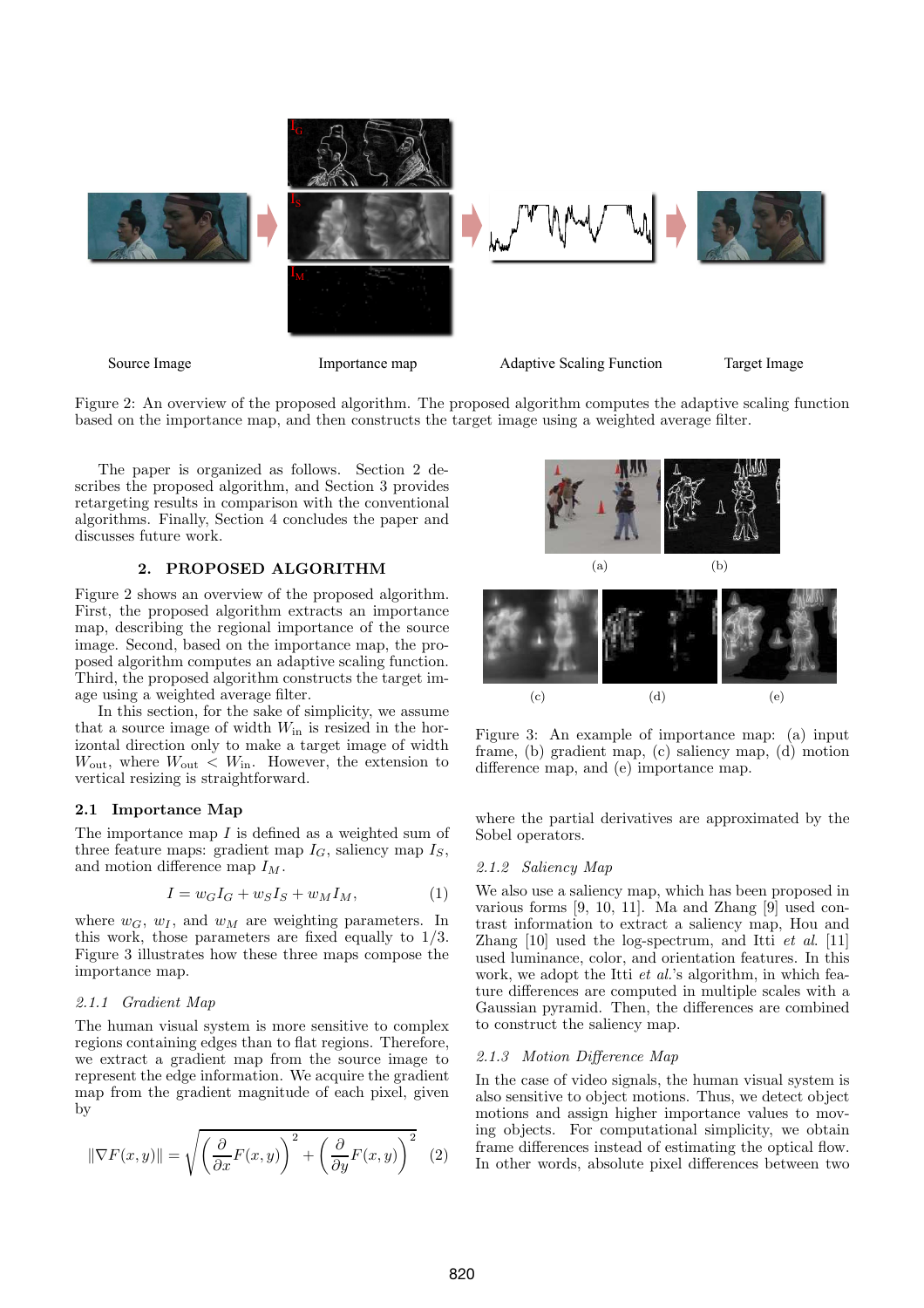Source Image   Importance map   Adaptive Scaling Function   Target Image

Figure 2: An overview of the proposed algorithm. The proposed algorithm computes the adaptive scaling function based on the importance map, and then constructs the target image using a weighted average filter.

The paper is organized as follows. Section 2 describes the proposed algorithm, and Section 3 provides retargeting results in comparison with the conventional algorithms. Finally, Section 4 concludes the paper and discusses future work.

## 2. PROPOSED ALGORITHM

Figure 2 shows an overview of the proposed algorithm. First, the proposed algorithm extracts an importance map, describing the regional importance of the source image. Second, based on the importance map, the proposed algorithm computes an adaptive scaling function. Third, the proposed algorithm constructs the target image using a weighted average filter.

In this section, for the sake of simplicity, we assume that a source image of width $W_{\text{in}}$ is resized in the horizontal direction only to make a target image of width $W_{\text{out}}$, where $W_{\text{out}} < W_{\text{in}}$. However, the extension to vertical resizing is straightforward.

### 2.1 Importance Map

The importance map $I$ is defined as a weighted sum of three feature maps: gradient map $I_G$, saliency map $I_S$, and motion difference map $I_M$.

$$I = w_G I_G + w_S I_S + w_M I_M, \tag{1}$$

where $w_G$, $w_I$, and $w_M$ are weighting parameters. In this work, those parameters are fixed equally to 1/3. Figure 3 illustrates how these three maps compose the importance map.

#### *2.1.1 Gradient Map*

The human visual system is more sensitive to complex regions containing edges than to flat regions. Therefore, we extract a gradient map from the source image to represent the edge information. We acquire the gradient map from the gradient magnitude of each pixel, given by

$$\|\nabla F(x,y)\| = \sqrt{\left(\frac{\partial}{\partial x}F(x,y)\right)^2 + \left(\frac{\partial}{\partial y}F(x,y)\right)^2} \tag{2}$$

(a) (b)

(c) (d) (e)

Figure 3: An example of importance map: (a) input frame, (b) gradient map, (c) saliency map, (d) motion difference map, and (e) importance map.

where the partial derivatives are approximated by the Sobel operators.

#### *2.1.2 Saliency Map*

We also use a saliency map, which has been proposed in various forms [9, 10, 11]. Ma and Zhang [9] used contrast information to extract a saliency map, Hou and Zhang [10] used the log-spectrum, and Itti *et al.* [11] used luminance, color, and orientation features. In this work, we adopt the Itti *et al.*'s algorithm, in which feature differences are computed in multiple scales with a Gaussian pyramid. Then, the differences are combined to construct the saliency map.

#### *2.1.3 Motion Difference Map*

In the case of video signals, the human visual system is also sensitive to object motions. Thus, we detect object motions and assign higher importance values to moving objects. For computational simplicity, we obtain frame differences instead of estimating the optical flow. In other words, absolute pixel differences between two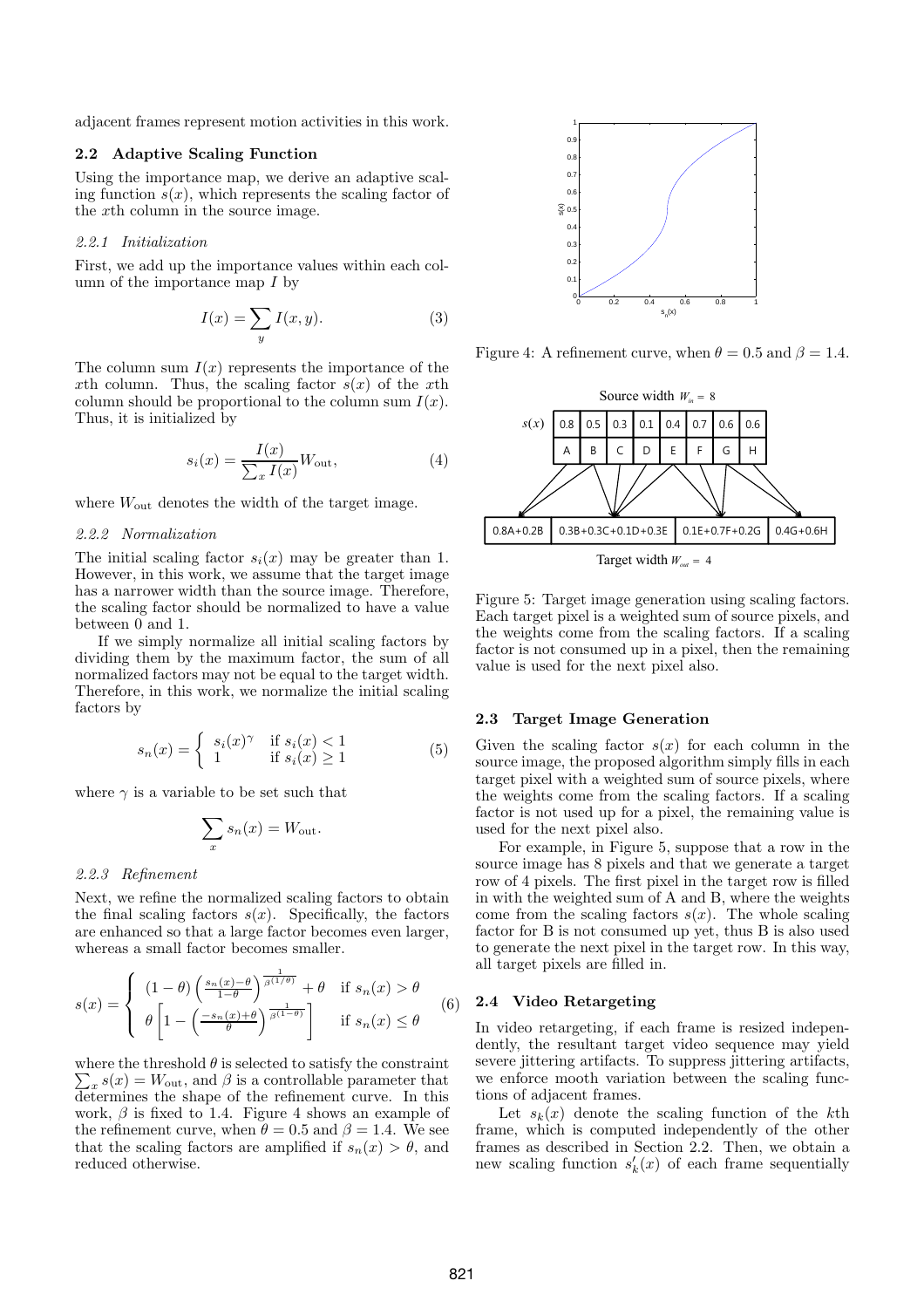adjacent frames represent motion activities in this work.

### 2.2 Adaptive Scaling Function

Using the importance map, we derive an adaptive scaling function $s(x)$, which represents the scaling factor of the $x$th column in the source image.

#### *2.2.1 Initialization*

First, we add up the importance values within each column of the importance map $I$ by

$$I(x) = \sum_y I(x, y). \tag{3}$$

The column sum $I(x)$ represents the importance of the $x$th column. Thus, the scaling factor $s(x)$ of the $x$th column should be proportional to the column sum $I(x)$. Thus, it is initialized by

$$s_i(x) = \frac{I(x)}{\sum_x I(x)} W_{\text{out}}, \tag{4}$$

where $W_{\text{out}}$ denotes the width of the target image.

#### *2.2.2 Normalization*

The initial scaling factor $s_i(x)$ may be greater than 1. However, in this work, we assume that the target image has a narrower width than the source image. Therefore, the scaling factor should be normalized to have a value between 0 and 1.

If we simply normalize all initial scaling factors by dividing them by the maximum factor, the sum of all normalized factors may not be equal to the target width. Therefore, in this work, we normalize the initial scaling factors by

$$s_n(x) = \begin{cases} s_i(x)^\gamma & \text{if } s_i(x) < 1 \\ 1 & \text{if } s_i(x) \geq 1 \end{cases} \tag{5}$$

where $\gamma$ is a variable to be set such that

$$\sum_x s_n(x) = W_{\text{out}}.$$

#### *2.2.3 Refinement*

Next, we refine the normalized scaling factors to obtain the final scaling factors $s(x)$. Specifically, the factors are enhanced so that a large factor becomes even larger, whereas a small factor becomes smaller.

$$s(x) = \begin{cases} (1-\theta)\left(\frac{s_n(x)-\theta}{1-\theta}\right)^{\frac{1}{\beta^{(1/\theta)}}} + \theta & \text{if } s_n(x) > \theta \\ \theta\left[1 - \left(\frac{-s_n(x)+\theta}{\theta}\right)^{\frac{1}{\beta^{(1-\theta)}}}\right] & \text{if } s_n(x) \leq \theta \end{cases} \tag{6}$$

where the threshold $\theta$ is selected to satisfy the constraint $\sum_x s(x) = W_{\text{out}}$, and $\beta$ is a controllable parameter that determines the shape of the refinement curve. In this work, $\beta$ is fixed to 1.4. Figure 4 shows an example of the refinement curve, when $\theta = 0.5$ and $\beta = 1.4$. We see that the scaling factors are amplified if $s_n(x) > \theta$, and reduced otherwise.

Figure 4: A refinement curve, when $\theta = 0.5$ and $\beta = 1.4$.

Figure 5: Target image generation using scaling factors. Each target pixel is a weighted sum of source pixels, and the weights come from the scaling factors. If a scaling factor is not consumed up in a pixel, then the remaining value is used for the next pixel also.

### 2.3 Target Image Generation

Given the scaling factor $s(x)$ for each column in the source image, the proposed algorithm simply fills in each target pixel with a weighted sum of source pixels, where the weights come from the scaling factors. If a scaling factor is not used up for a pixel, the remaining value is used for the next pixel also.

For example, in Figure 5, suppose that a row in the source image has 8 pixels and that we generate a target row of 4 pixels. The first pixel in the target row is filled in with the weighted sum of A and B, where the weights come from the scaling factors $s(x)$. The whole scaling factor for B is not consumed up yet, thus B is also used to generate the next pixel in the target row. In this way, all target pixels are filled in.

### 2.4 Video Retargeting

In video retargeting, if each frame is resized independently, the resultant target video sequence may yield severe jittering artifacts. To suppress jittering artifacts, we enforce mooth variation between the scaling functions of adjacent frames.

Let $s_k(x)$ denote the scaling function of the $k$th frame, which is computed independently of the other frames as described in Section 2.2. Then, we obtain a new scaling function $s'_k(x)$ of each frame sequentially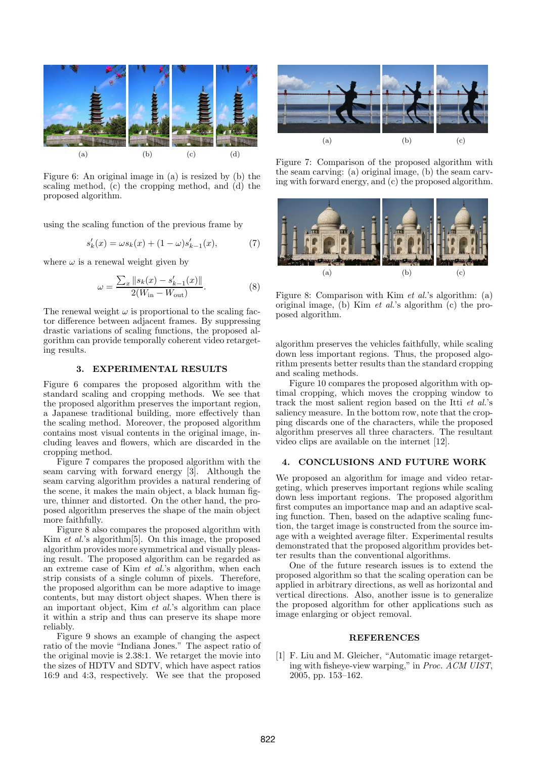Figure 6: An original image in (a) is resized by (b) the scaling method, (c) the cropping method, and (d) the proposed algorithm.

using the scaling function of the previous frame by

$$s'_k(x) = \omega s_k(x) + (1 - \omega)s'_{k-1}(x), \tag{7}$$

where $\omega$ is a renewal weight given by

$$\omega = \frac{\sum_x \|s_k(x) - s'_{k-1}(x)\|}{2(W_{\text{in}} - W_{\text{out}})}. \tag{8}$$

The renewal weight $\omega$ is proportional to the scaling factor difference between adjacent frames. By suppressing drastic variations of scaling functions, the proposed algorithm can provide temporally coherent video retargeting results.

## 3. EXPERIMENTAL RESULTS

Figure 6 compares the proposed algorithm with the standard scaling and cropping methods. We see that the proposed algorithm preserves the important region, a Japanese traditional building, more effectively than the scaling method. Moreover, the proposed algorithm contains most visual contents in the original image, including leaves and flowers, which are discarded in the cropping method.

Figure 7 compares the proposed algorithm with the seam carving with forward energy [3]. Although the seam carving algorithm provides a natural rendering of the scene, it makes the main object, a black human figure, thinner and distorted. On the other hand, the proposed algorithm preserves the shape of the main object more faithfully.

Figure 8 also compares the proposed algorithm with Kim *et al.*'s algorithm[5]. On this image, the proposed algorithm provides more symmetrical and visually pleasing result. The proposed algorithm can be regarded as an extreme case of Kim *et al.*'s algorithm, when each strip consists of a single column of pixels. Therefore, the proposed algorithm can be more adaptive to image contents, but may distort object shapes. When there is an important object, Kim *et al.*'s algorithm can place it within a strip and thus can preserve its shape more reliably.

Figure 9 shows an example of changing the aspect ratio of the movie "Indiana Jones." The aspect ratio of the original movie is 2.38:1. We retarget the movie into the sizes of HDTV and SDTV, which have aspect ratios 16:9 and 4:3, respectively. We see that the proposed

Figure 7: Comparison of the proposed algorithm with the seam carving: (a) original image, (b) the seam carving with forward energy, and (c) the proposed algorithm.

Figure 8: Comparison with Kim *et al.*'s algorithm: (a) original image, (b) Kim *et al.*'s algorithm (c) the proposed algorithm.

algorithm preserves the vehicles faithfully, while scaling down less important regions. Thus, the proposed algorithm presents better results than the standard cropping and scaling methods.

Figure 10 compares the proposed algorithm with optimal cropping, which moves the cropping window to track the most salient region based on the Itti *et al.*'s saliency measure. In the bottom row, note that the cropping discards one of the characters, while the proposed algorithm preserves all three characters. The resultant video clips are available on the internet [12].

## 4. CONCLUSIONS AND FUTURE WORK

We proposed an algorithm for image and video retargeting, which preserves important regions while scaling down less important regions. The proposed algorithm first computes an importance map and an adaptive scaling function. Then, based on the adaptive scaling function, the target image is constructed from the source image with a weighted average filter. Experimental results demonstrated that the proposed algorithm provides better results than the conventional algorithms.

One of the future research issues is to extend the proposed algorithm so that the scaling operation can be applied in arbitrary directions, as well as horizontal and vertical directions. Also, another issue is to generalize the proposed algorithm for other applications such as image enlarging or object removal.

## REFERENCES

[1] F. Liu and M. Gleicher, "Automatic image retargeting with fisheye-view warping," in *Proc. ACM UIST*, 2005, pp. 153–162.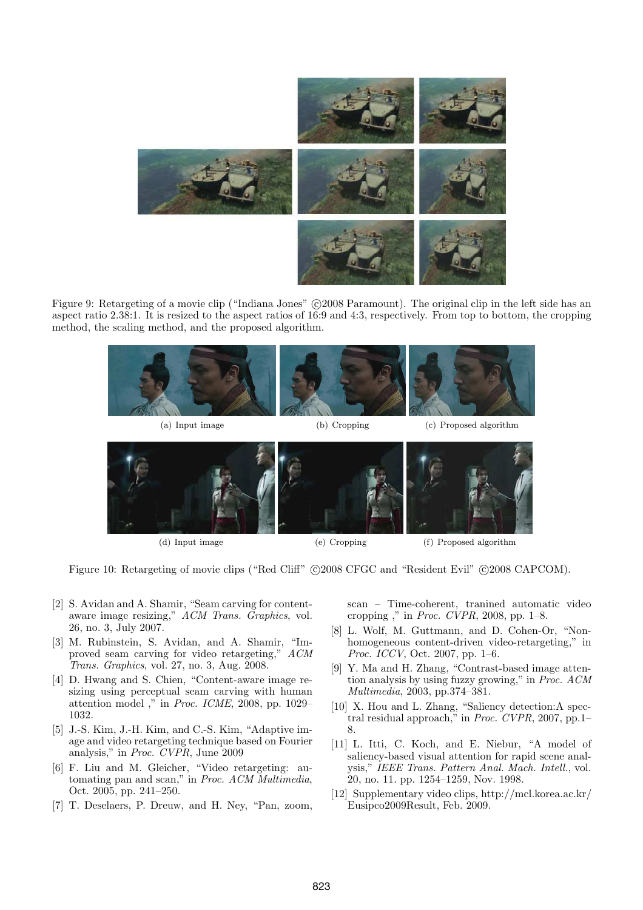Figure 9: Retargeting of a movie clip ("Indiana Jones" ©2008 Paramount). The original clip in the left side has an aspect ratio 2.38:1. It is resized to the aspect ratios of 16:9 and 4:3, respectively. From top to bottom, the cropping method, the scaling method, and the proposed algorithm.

(a) Input image (b) Cropping (c) Proposed algorithm

(d) Input image (e) Cropping (f) Proposed algorithm

Figure 10: Retargeting of movie clips ("Red Cliff" ©2008 CFGC and "Resident Evil" ©2008 CAPCOM).

[2] S. Avidan and A. Shamir, "Seam carving for content-aware image resizing," *ACM Trans. Graphics*, vol. 26, no. 3, July 2007.

[3] M. Rubinstein, S. Avidan, and A. Shamir, "Improved seam carving for video retargeting," *ACM Trans. Graphics*, vol. 27, no. 3, Aug. 2008.

[4] D. Hwang and S. Chien, "Content-aware image resizing using perceptual seam carving with human attention model ," in *Proc. ICME*, 2008, pp. 1029–1032.

[5] J.-S. Kim, J.-H. Kim, and C.-S. Kim, "Adaptive image and video retargeting technique based on Fourier analysis," in *Proc. CVPR*, June 2009

[6] F. Liu and M. Gleicher, "Video retargeting: automating pan and scan," in *Proc. ACM Multimedia*, Oct. 2005, pp. 241–250.

[7] T. Deselaers, P. Dreuw, and H. Ney, "Pan, zoom, scan – Time-coherent, trained automatic video cropping ," in *Proc. CVPR*, 2008, pp. 1–8.

[8] L. Wolf, M. Guttmann, and D. Cohen-Or, "Non-homogeneous content-driven video-retargeting," in *Proc. ICCV*, Oct. 2007, pp. 1–6.

[9] Y. Ma and H. Zhang, "Contrast-based image attention analysis by using fuzzy growing," in *Proc. ACM Multimedia*, 2003, pp.374–381.

[10] X. Hou and L. Zhang, "Saliency detection:A spectral residual approach," in *Proc. CVPR*, 2007, pp.1–8.

[11] L. Itti, C. Koch, and E. Niebur, "A model of saliency-based visual attention for rapid scene analysis," *IEEE Trans. Pattern Anal. Mach. Intell.*, vol. 20, no. 11. pp. 1254–1259, Nov. 1998.

[12] Supplementary video clips, http://mcl.korea.ac.kr/Eusipco2009Result, Feb. 2009.